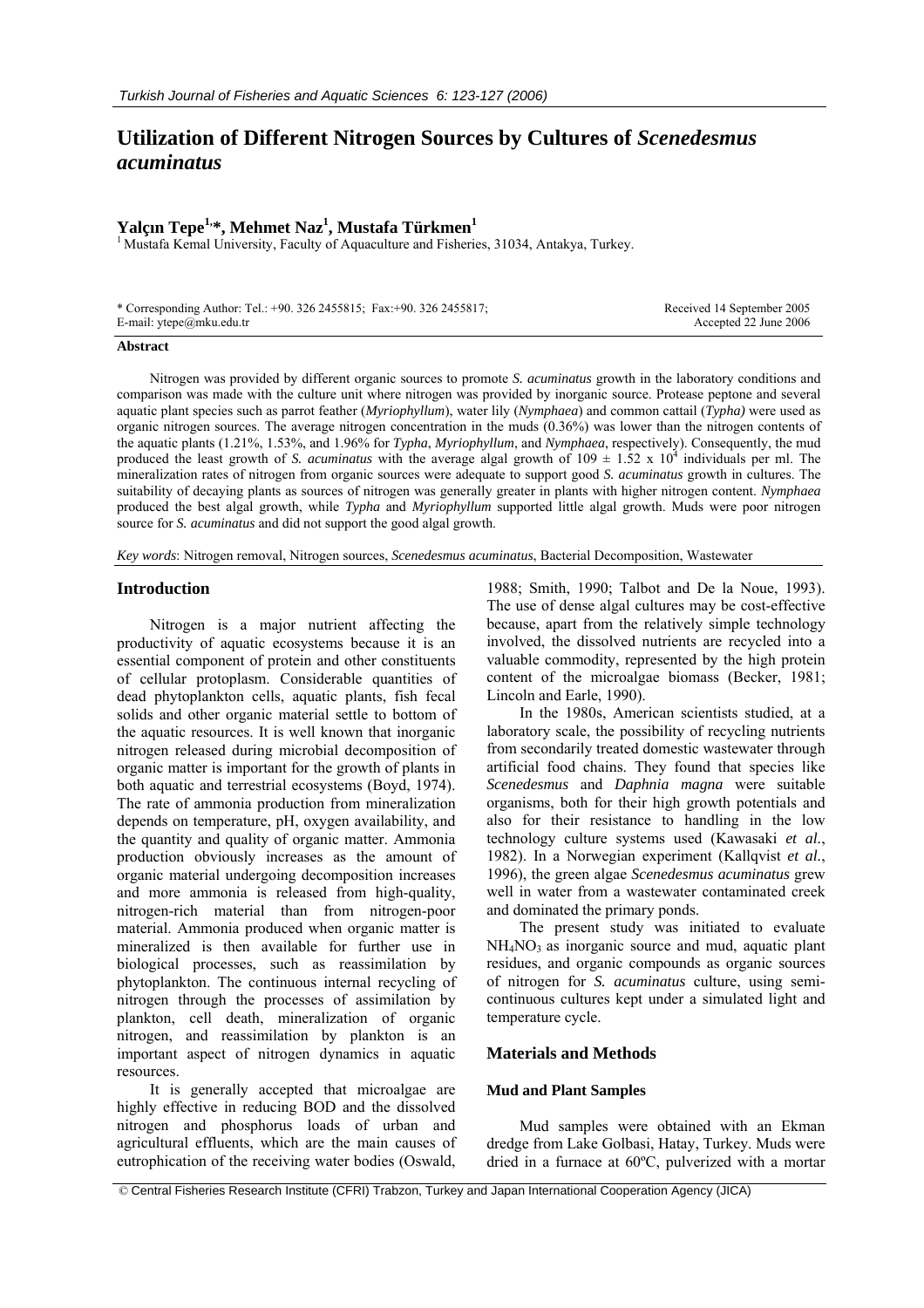# Utilization of Different Nitrogen Sources by Cultures of *Scenedesmus acuminatus*

**Yalçın Tepe[1,*], Mehmet Naz[1], Mustafa Türkmen[1]**

[1] Mustafa Kemal University, Faculty of Aquaculture and Fisheries, 31034, Antakya, Turkey.

\* Corresponding Author: Tel.: +90. 326 2455815; Fax:+90. 326 2455817;
E-mail: ytepe@mku.edu.tr

Received 14 September 2005
Accepted 22 June 2006

### Abstract

Nitrogen was provided by different organic sources to promote *S. acuminatus* growth in the laboratory conditions and comparison was made with the culture unit where nitrogen was provided by inorganic source. Protease peptone and several aquatic plant species such as parrot feather (*Myriophyllum*), water lily (*Nymphaea*) and common cattail (*Typha)* were used as organic nitrogen sources. The average nitrogen concentration in the muds (0.36%) was lower than the nitrogen contents of the aquatic plants (1.21%, 1.53%, and 1.96% for *Typha*, *Myriophyllum*, and *Nymphaea*, respectively). Consequently, the mud produced the least growth of *S. acuminatus* with the average algal growth of $109 \pm 1.52 \times 10^4$ individuals per ml. The mineralization rates of nitrogen from organic sources were adequate to support good *S. acuminatus* growth in cultures. The suitability of decaying plants as sources of nitrogen was generally greater in plants with higher nitrogen content. *Nymphaea* produced the best algal growth, while *Typha* and *Myriophyllum* supported little algal growth. Muds were poor nitrogen source for *S. acuminatus* and did not support the good algal growth.

*Key words*: Nitrogen removal, Nitrogen sources, *Scenedesmus acuminatus*, Bacterial Decomposition, Wastewater

## Introduction

Nitrogen is a major nutrient affecting the productivity of aquatic ecosystems because it is an essential component of protein and other constituents of cellular protoplasm. Considerable quantities of dead phytoplankton cells, aquatic plants, fish fecal solids and other organic material settle to bottom of the aquatic resources. It is well known that inorganic nitrogen released during microbial decomposition of organic matter is important for the growth of plants in both aquatic and terrestrial ecosystems (Boyd, 1974). The rate of ammonia production from mineralization depends on temperature, pH, oxygen availability, and the quantity and quality of organic matter. Ammonia production obviously increases as the amount of organic material undergoing decomposition increases and more ammonia is released from high-quality, nitrogen-rich material than from nitrogen-poor material. Ammonia produced when organic matter is mineralized is then available for further use in biological processes, such as reassimilation by phytoplankton. The continuous internal recycling of nitrogen through the processes of assimilation by plankton, cell death, mineralization of organic nitrogen, and reassimilation by plankton is an important aspect of nitrogen dynamics in aquatic resources.

It is generally accepted that microalgae are highly effective in reducing BOD and the dissolved nitrogen and phosphorus loads of urban and agricultural effluents, which are the main causes of eutrophication of the receiving water bodies (Oswald, 1988; Smith, 1990; Talbot and De la Noue, 1993). The use of dense algal cultures may be cost-effective because, apart from the relatively simple technology involved, the dissolved nutrients are recycled into a valuable commodity, represented by the high protein content of the microalgae biomass (Becker, 1981; Lincoln and Earle, 1990).

In the 1980s, American scientists studied, at a laboratory scale, the possibility of recycling nutrients from secondarily treated domestic wastewater through artificial food chains. They found that species like *Scenedesmus* and *Daphnia magna* were suitable organisms, both for their high growth potentials and also for their resistance to handling in the low technology culture systems used (Kawasaki *et al.*, 1982). In a Norwegian experiment (Kallqvist *et al.*, 1996), the green algae *Scenedesmus acuminatus* grew well in water from a wastewater contaminated creek and dominated the primary ponds.

The present study was initiated to evaluate $NH_4NO_3$ as inorganic source and mud, aquatic plant residues, and organic compounds as organic sources of nitrogen for *S. acuminatus* culture, using semi-continuous cultures kept under a simulated light and temperature cycle.

## Materials and Methods

### Mud and Plant Samples

Mud samples were obtained with an Ekman dredge from Lake Golbasi, Hatay, Turkey. Muds were dried in a furnace at 60ºC, pulverized with a mortar

© Central Fisheries Research Institute (CFRI) Trabzon, Turkey and Japan International Cooperation Agency (JICA)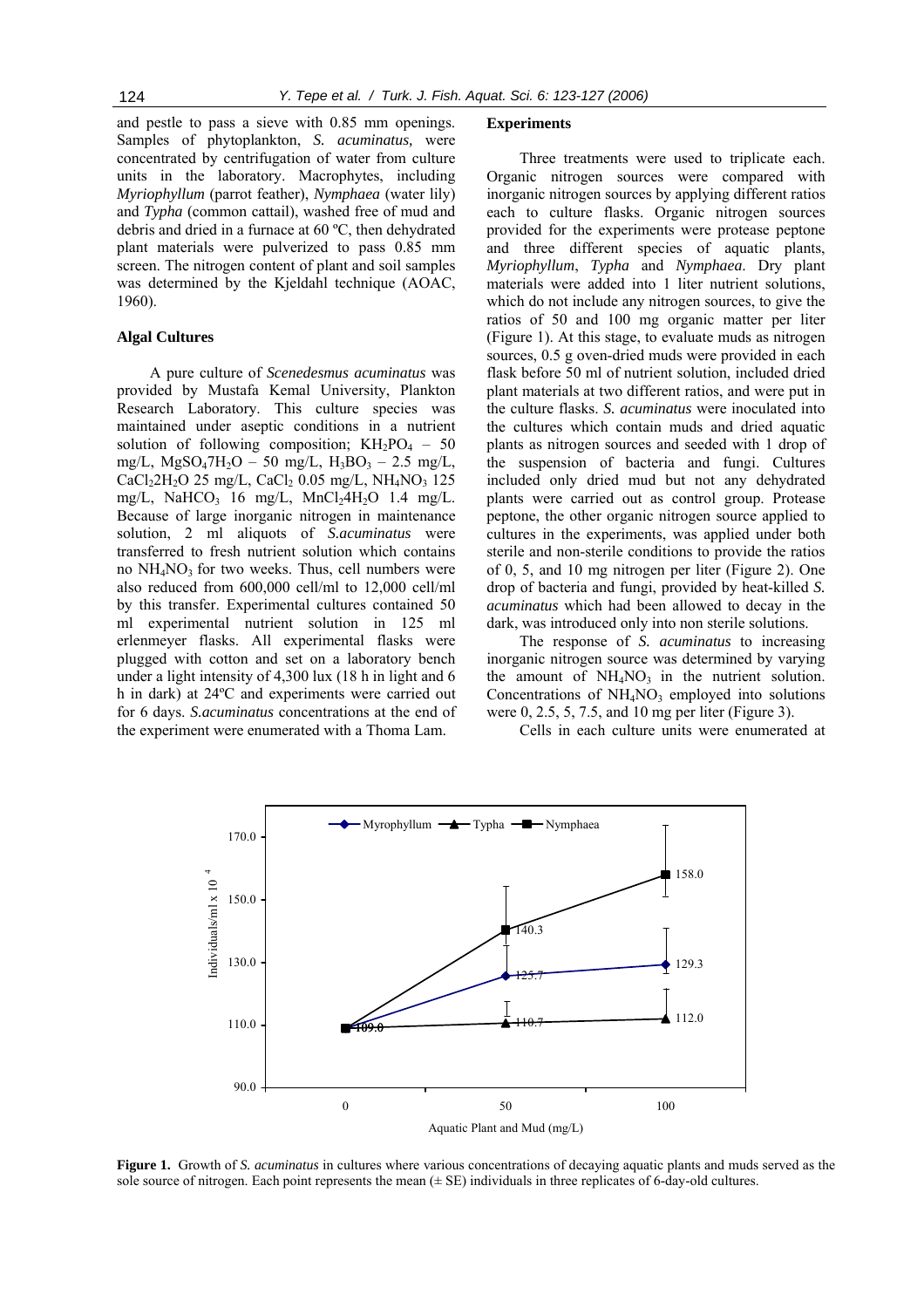and pestle to pass a sieve with 0.85 mm openings. Samples of phytoplankton, *S. acuminatus,* were concentrated by centrifugation of water from culture units in the laboratory. Macrophytes, including *Myriophyllum* (parrot feather), *Nymphaea* (water lily) and *Typha* (common cattail), washed free of mud and debris and dried in a furnace at 60 ºC, then dehydrated plant materials were pulverized to pass 0.85 mm screen. The nitrogen content of plant and soil samples was determined by the Kjeldahl technique (AOAC, 1960).

### Algal Cultures

A pure culture of *Scenedesmus acuminatus* was provided by Mustafa Kemal University, Plankton Research Laboratory. This culture species was maintained under aseptic conditions in a nutrient solution of following composition; $KH_2PO_4$ – 50 mg/L, $MgSO_47H_2O$ – 50 mg/L, $H_3BO_3$ – 2.5 mg/L, $CaCl_22H_2O$ 25 mg/L, $CaCl_2$ 0.05 mg/L, $NH_4NO_3$ 125 mg/L, $NaHCO_3$ 16 mg/L, $MnCl_24H_2O$ 1.4 mg/L. Because of large inorganic nitrogen in maintenance solution, 2 ml aliquots of *S.acuminatus* were transferred to fresh nutrient solution which contains no $NH_4NO_3$ for two weeks. Thus, cell numbers were also reduced from 600,000 cell/ml to 12,000 cell/ml by this transfer. Experimental cultures contained 50 ml experimental nutrient solution in 125 ml erlenmeyer flasks. All experimental flasks were plugged with cotton and set on a laboratory bench under a light intensity of 4,300 lux (18 h in light and 6 h in dark) at 24ºC and experiments were carried out for 6 days. *S.acuminatus* concentrations at the end of the experiment were enumerated with a Thoma Lam.

### Experiments

Three treatments were used to triplicate each. Organic nitrogen sources were compared with inorganic nitrogen sources by applying different ratios each to culture flasks. Organic nitrogen sources provided for the experiments were protease peptone and three different species of aquatic plants, *Myriophyllum*, *Typha* and *Nymphaea*. Dry plant materials were added into 1 liter nutrient solutions, which do not include any nitrogen sources, to give the ratios of 50 and 100 mg organic matter per liter (Figure 1). At this stage, to evaluate muds as nitrogen sources, 0.5 g oven-dried muds were provided in each flask before 50 ml of nutrient solution, included dried plant materials at two different ratios, and were put in the culture flasks. *S. acuminatus* were inoculated into the cultures which contain muds and dried aquatic plants as nitrogen sources and seeded with 1 drop of the suspension of bacteria and fungi. Cultures included only dried mud but not any dehydrated plants were carried out as control group. Protease peptone, the other organic nitrogen source applied to cultures in the experiments, was applied under both sterile and non-sterile conditions to provide the ratios of 0, 5, and 10 mg nitrogen per liter (Figure 2). One drop of bacteria and fungi, provided by heat-killed *S. acuminatus* which had been allowed to decay in the dark, was introduced only into non sterile solutions.

The response of *S. acuminatus* to increasing inorganic nitrogen source was determined by varying the amount of $NH_4NO_3$ in the nutrient solution. Concentrations of $NH_4NO_3$ employed into solutions were 0, 2.5, 5, 7.5, and 10 mg per liter (Figure 3).

Cells in each culture units were enumerated at

**Figure 1.** Growth of *S. acuminatus* in cultures where various concentrations of decaying aquatic plants and muds served as the sole source of nitrogen. Each point represents the mean (± SE) individuals in three replicates of 6-day-old cultures.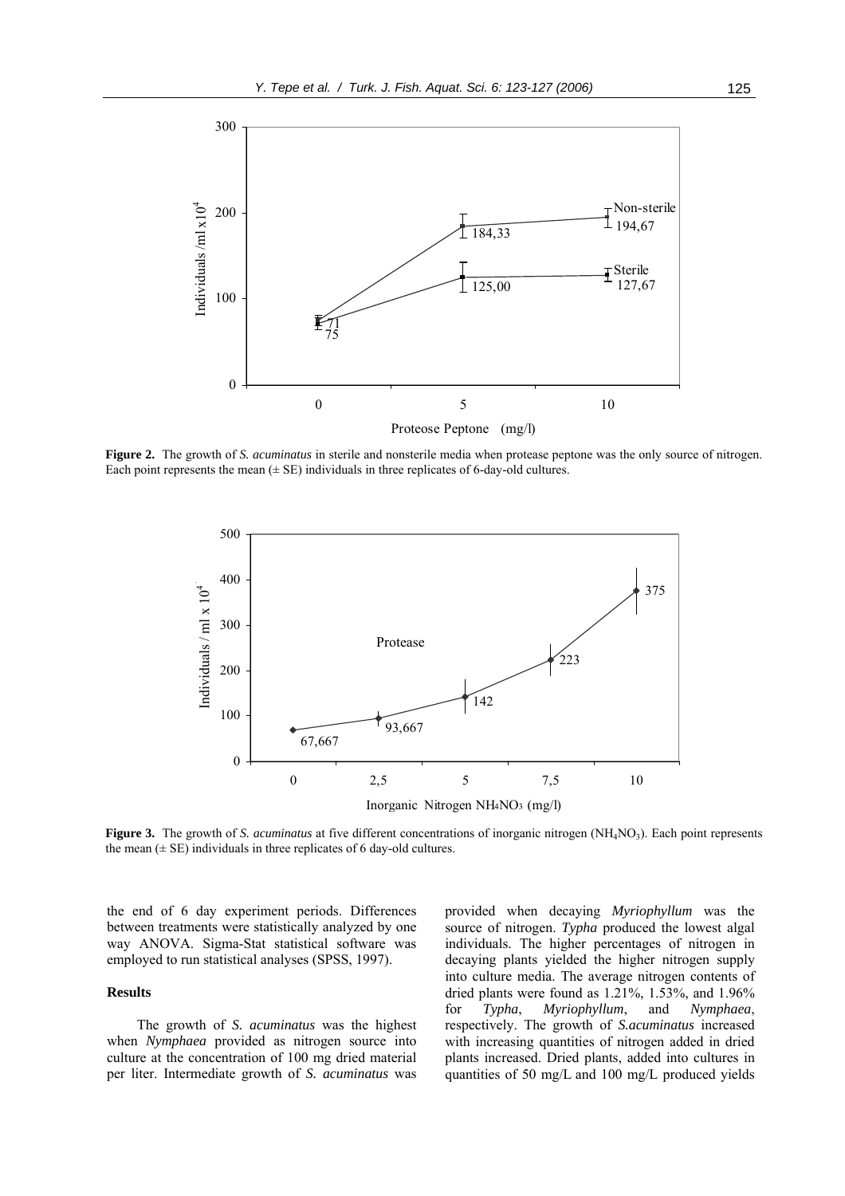**Figure 2.** The growth of *S. acuminatus* in sterile and nonsterile media when protease peptone was the only source of nitrogen. Each point represents the mean (± SE) individuals in three replicates of 6-day-old cultures.

**Figure 3.** The growth of *S. acuminatus* at five different concentrations of inorganic nitrogen ($NH_4NO_3$). Each point represents the mean (± SE) individuals in three replicates of 6 day-old cultures.

the end of 6 day experiment periods. Differences between treatments were statistically analyzed by one way ANOVA. Sigma-Stat statistical software was employed to run statistical analyses (SPSS, 1997).

## Results

The growth of *S. acuminatus* was the highest when *Nymphaea* provided as nitrogen source into culture at the concentration of 100 mg dried material per liter. Intermediate growth of *S. acuminatus* was provided when decaying *Myriophyllum* was the source of nitrogen. *Typha* produced the lowest algal individuals. The higher percentages of nitrogen in decaying plants yielded the higher nitrogen supply into culture media. The average nitrogen contents of dried plants were found as 1.21%, 1.53%, and 1.96% for *Typha*, *Myriophyllum*, and *Nymphaea*, respectively. The growth of *S.acuminatus* increased with increasing quantities of nitrogen added in dried plants increased. Dried plants, added into cultures in quantities of 50 mg/L and 100 mg/L produced yields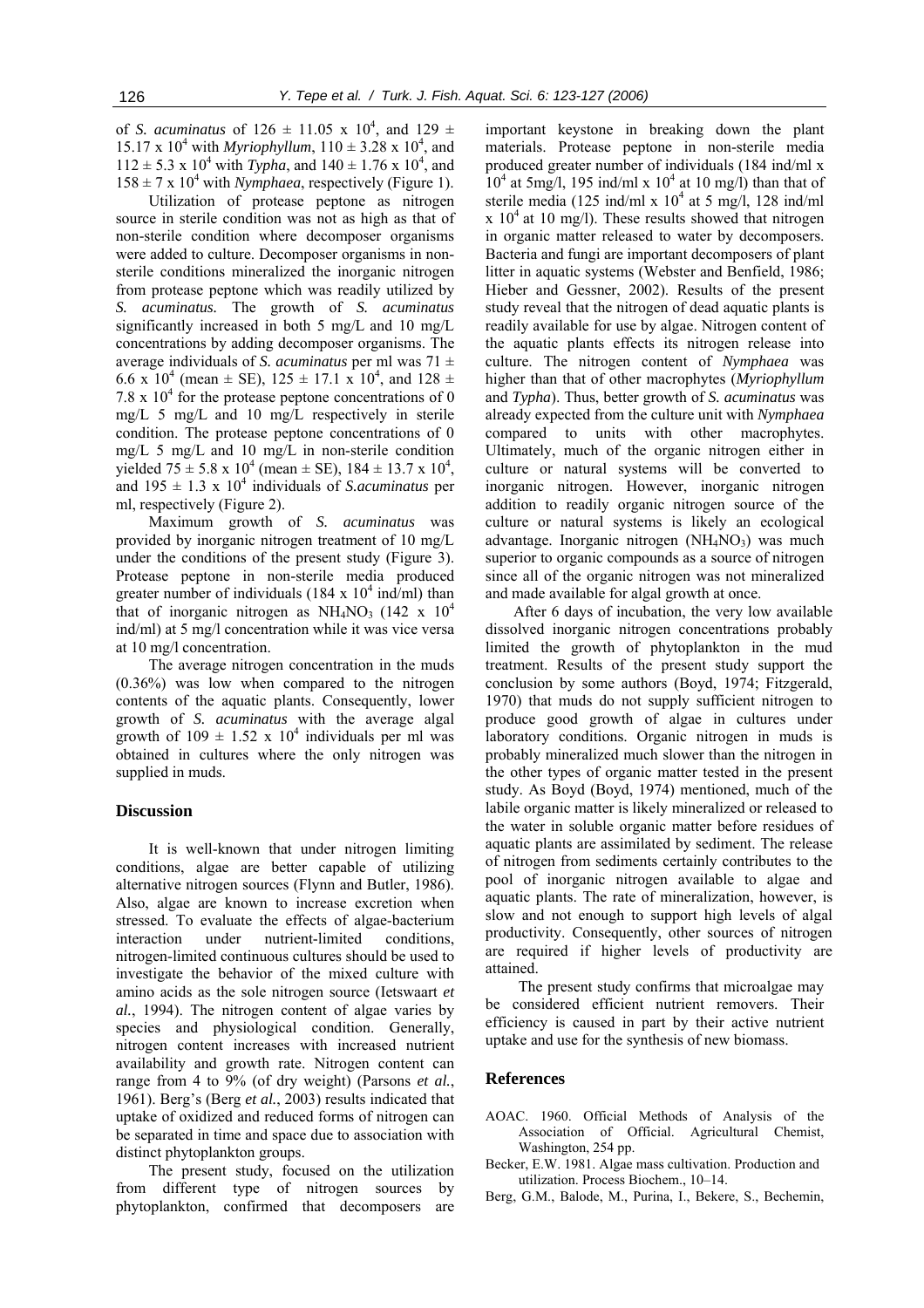of *S. acuminatus* of $126 \pm 11.05 \times 10^4$, and $129 \pm 15.17 \times 10^4$ with *Myriophyllum*, $110 \pm 3.28 \times 10^4$, and $112 \pm 5.3 \times 10^4$ with *Typha*, and $140 \pm 1.76 \times 10^4$, and $158 \pm 7 \times 10^4$ with *Nymphaea*, respectively (Figure 1).

Utilization of protease peptone as nitrogen source in sterile condition was not as high as that of non-sterile condition where decomposer organisms were added to culture. Decomposer organisms in non-sterile conditions mineralized the inorganic nitrogen from protease peptone which was readily utilized by *S. acuminatus.* The growth of *S. acuminatus* significantly increased in both 5 mg/L and 10 mg/L concentrations by adding decomposer organisms. The average individuals of *S. acuminatus* per ml was $71 \pm 6.6 \times 10^4$ (mean ± SE), $125 \pm 17.1 \times 10^4$, and $128 \pm 7.8 \times 10^4$ for the protease peptone concentrations of 0 mg/L 5 mg/L and 10 mg/L respectively in sterile condition. The protease peptone concentrations of 0 mg/L 5 mg/L and 10 mg/L in non-sterile condition yielded $75 \pm 5.8 \times 10^4$ (mean ± SE), $184 \pm 13.7 \times 10^4$, and $195 \pm 1.3 \times 10^4$ individuals of *S.acuminatus* per ml, respectively (Figure 2).

Maximum growth of *S. acuminatus* was provided by inorganic nitrogen treatment of 10 mg/L under the conditions of the present study (Figure 3). Protease peptone in non-sterile media produced greater number of individuals ($184 \times 10^4$ ind/ml) than that of inorganic nitrogen as $NH_4NO_3$ ($142 \times 10^4$ ind/ml) at 5 mg/l concentration while it was vice versa at 10 mg/l concentration.

The average nitrogen concentration in the muds (0.36%) was low when compared to the nitrogen contents of the aquatic plants. Consequently, lower growth of *S. acuminatus* with the average algal growth of $109 \pm 1.52 \times 10^4$ individuals per ml was obtained in cultures where the only nitrogen was supplied in muds.

## Discussion

It is well-known that under nitrogen limiting conditions, algae are better capable of utilizing alternative nitrogen sources (Flynn and Butler, 1986). Also, algae are known to increase excretion when stressed. To evaluate the effects of algae-bacterium interaction under nutrient-limited conditions, nitrogen-limited continuous cultures should be used to investigate the behavior of the mixed culture with amino acids as the sole nitrogen source (Ietswaart *et al.*, 1994). The nitrogen content of algae varies by species and physiological condition. Generally, nitrogen content increases with increased nutrient availability and growth rate. Nitrogen content can range from 4 to 9% (of dry weight) (Parsons *et al.*, 1961). Berg's (Berg *et al.*, 2003) results indicated that uptake of oxidized and reduced forms of nitrogen can be separated in time and space due to association with distinct phytoplankton groups.

The present study, focused on the utilization from different type of nitrogen sources by phytoplankton, confirmed that decomposers are important keystone in breaking down the plant materials. Protease peptone in non-sterile media produced greater number of individuals (184 ind/ml x $10^4$ at 5mg/l, 195 ind/ml x $10^4$ at 10 mg/l) than that of sterile media (125 ind/ml x $10^4$ at 5 mg/l, 128 ind/ml x $10^4$ at 10 mg/l). These results showed that nitrogen in organic matter released to water by decomposers. Bacteria and fungi are important decomposers of plant litter in aquatic systems (Webster and Benfield, 1986; Hieber and Gessner, 2002). Results of the present study reveal that the nitrogen of dead aquatic plants is readily available for use by algae. Nitrogen content of the aquatic plants effects its nitrogen release into culture. The nitrogen content of *Nymphaea* was higher than that of other macrophytes (*Myriophyllum* and *Typha*). Thus, better growth of *S. acuminatus* was already expected from the culture unit with *Nymphaea* compared to units with other macrophytes. Ultimately, much of the organic nitrogen either in culture or natural systems will be converted to inorganic nitrogen. However, inorganic nitrogen addition to readily organic nitrogen source of the culture or natural systems is likely an ecological advantage. Inorganic nitrogen ($NH_4NO_3$) was much superior to organic compounds as a source of nitrogen since all of the organic nitrogen was not mineralized and made available for algal growth at once.

After 6 days of incubation, the very low available dissolved inorganic nitrogen concentrations probably limited the growth of phytoplankton in the mud treatment. Results of the present study support the conclusion by some authors (Boyd, 1974; Fitzgerald, 1970) that muds do not supply sufficient nitrogen to produce good growth of algae in cultures under laboratory conditions. Organic nitrogen in muds is probably mineralized much slower than the nitrogen in the other types of organic matter tested in the present study. As Boyd (Boyd, 1974) mentioned, much of the labile organic matter is likely mineralized or released to the water in soluble organic matter before residues of aquatic plants are assimilated by sediment. The release of nitrogen from sediments certainly contributes to the pool of inorganic nitrogen available to algae and aquatic plants. The rate of mineralization, however, is slow and not enough to support high levels of algal productivity. Consequently, other sources of nitrogen are required if higher levels of productivity are attained.

The present study confirms that microalgae may be considered efficient nutrient removers. Their efficiency is caused in part by their active nutrient uptake and use for the synthesis of new biomass.

## References

AOAC. 1960. Official Methods of Analysis of the Association of Official. Agricultural Chemist, Washington, 254 pp.

Becker, E.W. 1981. Algae mass cultivation. Production and utilization. Process Biochem., 10–14.

Berg, G.M., Balode, M., Purina, I., Bekere, S., Bechemin,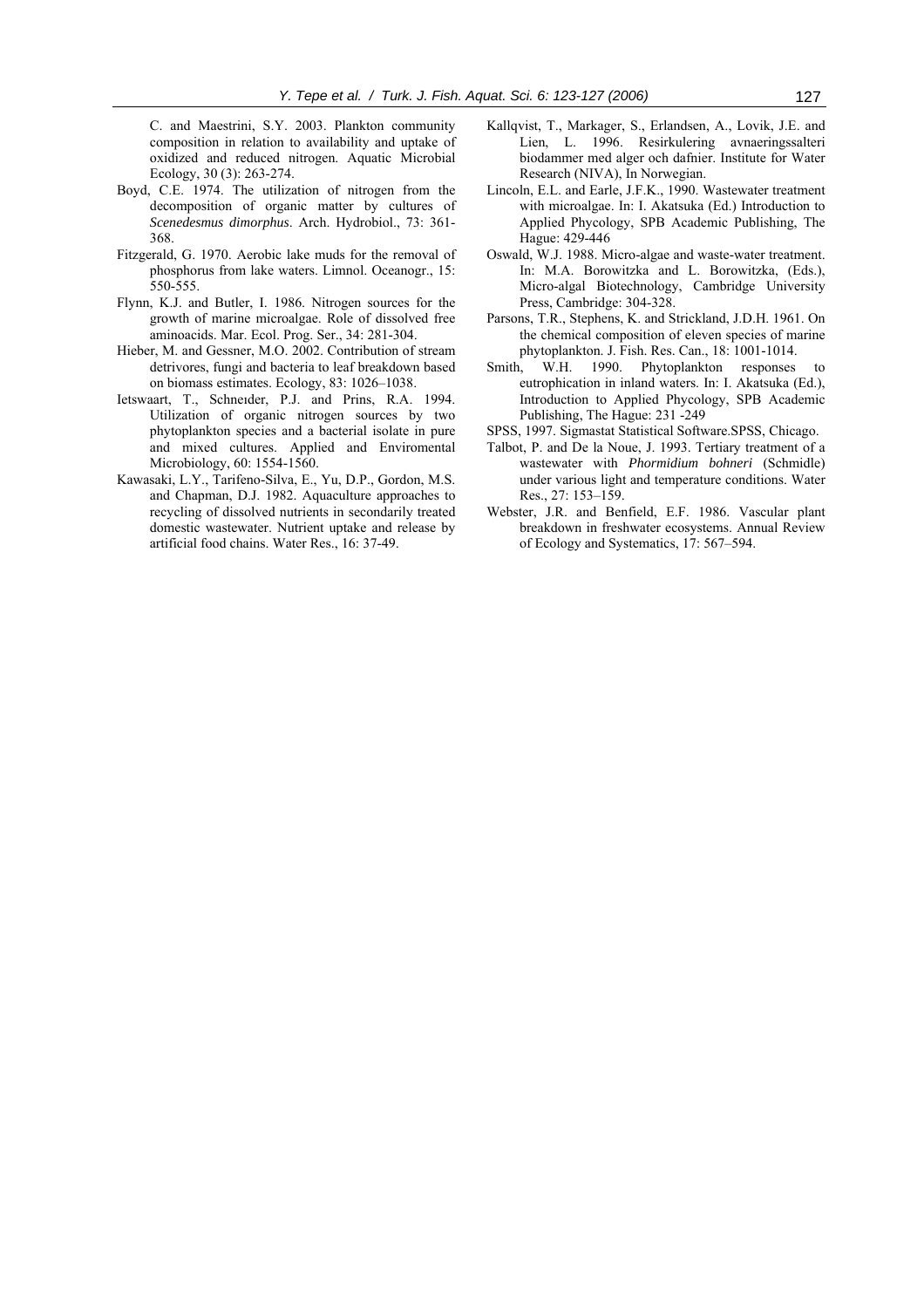C. and Maestrini, S.Y. 2003. Plankton community composition in relation to availability and uptake of oxidized and reduced nitrogen. Aquatic Microbial Ecology, 30 (3): 263-274.

Boyd, C.E. 1974. The utilization of nitrogen from the decomposition of organic matter by cultures of *Scenedesmus dimorphus*. Arch. Hydrobiol., 73: 361-368.

Fitzgerald, G. 1970. Aerobic lake muds for the removal of phosphorus from lake waters. Limnol. Oceanogr., 15: 550-555.

Flynn, K.J. and Butler, I. 1986. Nitrogen sources for the growth of marine microalgae. Role of dissolved free aminoacids. Mar. Ecol. Prog. Ser., 34: 281-304.

Hieber, M. and Gessner, M.O. 2002. Contribution of stream detrivores, fungi and bacteria to leaf breakdown based on biomass estimates. Ecology, 83: 1026–1038.

Ietswaart, T., Schneıder, P.J. and Prins, R.A. 1994. Utilization of organic nitrogen sources by two phytoplankton species and a bacterial isolate in pure and mixed cultures. Applied and Enviromental Microbiology, 60: 1554-1560.

Kawasaki, L.Y., Tarifeno-Silva, E., Yu, D.P., Gordon, M.S. and Chapman, D.J. 1982. Aquaculture approaches to recycling of dissolved nutrients in secondarily treated domestic wastewater. Nutrient uptake and release by artificial food chains. Water Res., 16: 37-49.

Kallqvist, T., Markager, S., Erlandsen, A., Lovik, J.E. and Lien, L. 1996. Resirkulering avnaeringssalteri biodammer med alger och dafnier. Institute for Water Research (NIVA), In Norwegian.

Lincoln, E.L. and Earle, J.F.K., 1990. Wastewater treatment with microalgae. In: I. Akatsuka (Ed.) Introduction to Applied Phycology, SPB Academic Publishing, The Hague: 429-446

Oswald, W.J. 1988. Micro-algae and waste-water treatment. In: M.A. Borowitzka and L. Borowitzka, (Eds.), Micro-algal Biotechnology, Cambridge University Press, Cambridge: 304-328.

Parsons, T.R., Stephens, K. and Strickland, J.D.H. 1961. On the chemical composition of eleven species of marine phytoplankton. J. Fish. Res. Can., 18: 1001-1014.

Smith, W.H. 1990. Phytoplankton responses to eutrophication in inland waters. In: I. Akatsuka (Ed.), Introduction to Applied Phycology, SPB Academic Publishing, The Hague: 231 -249

SPSS, 1997. Sigmastat Statistical Software.SPSS, Chicago.

Talbot, P. and De la Noue, J. 1993. Tertiary treatment of a wastewater with *Phormidium bohneri* (Schmidle) under various light and temperature conditions. Water Res., 27: 153–159.

Webster, J.R. and Benfield, E.F. 1986. Vascular plant breakdown in freshwater ecosystems. Annual Review of Ecology and Systematics, 17: 567–594.